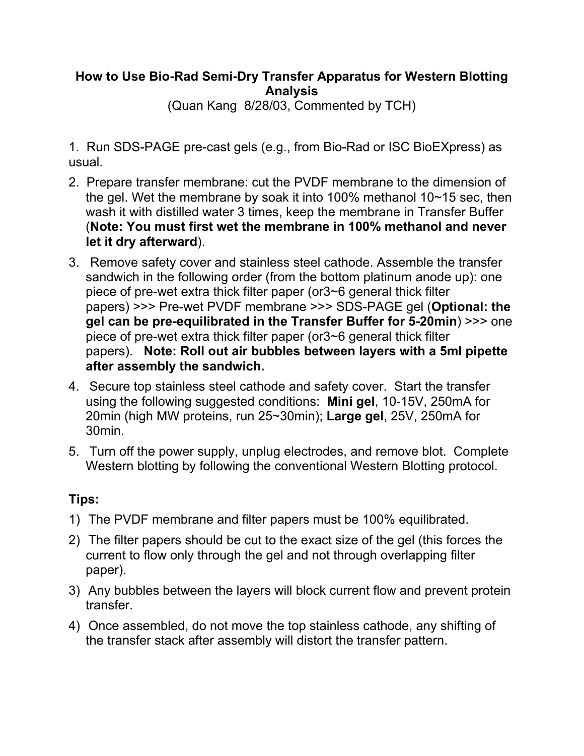# How to Use Bio-Rad Semi-Dry Transfer Apparatus for Western Blotting Analysis

(Quan Kang 8/28/03, Commented by TCH)

1. Run SDS-PAGE pre-cast gels (e.g., from Bio-Rad or ISC BioEXpress) as usual.
2. Prepare transfer membrane: cut the PVDF membrane to the dimension of the gel. Wet the membrane by soak it into 100% methanol 10~15 sec, then wash it with distilled water 3 times, keep the membrane in Transfer Buffer (**Note: You must first wet the membrane in 100% methanol and never let it dry afterward**).
3. Remove safety cover and stainless steel cathode. Assemble the transfer sandwich in the following order (from the bottom platinum anode up): one piece of pre-wet extra thick filter paper (or3~6 general thick filter papers) >>> Pre-wet PVDF membrane >>> SDS-PAGE gel (**Optional: the gel can be pre-equilibrated in the Transfer Buffer for 5-20min**) >>> one piece of pre-wet extra thick filter paper (or3~6 general thick filter papers). **Note: Roll out air bubbles between layers with a 5ml pipette after assembly the sandwich.**
4. Secure top stainless steel cathode and safety cover. Start the transfer using the following suggested conditions: **Mini gel**, 10-15V, 250mA for 20min (high MW proteins, run 25~30min); **Large gel**, 25V, 250mA for 30min.
5. Turn off the power supply, unplug electrodes, and remove blot. Complete Western blotting by following the conventional Western Blotting protocol.

**Tips:**

1) The PVDF membrane and filter papers must be 100% equilibrated.
2) The filter papers should be cut to the exact size of the gel (this forces the current to flow only through the gel and not through overlapping filter paper).
3) Any bubbles between the layers will block current flow and prevent protein transfer.
4) Once assembled, do not move the top stainless cathode, any shifting of the transfer stack after assembly will distort the transfer pattern.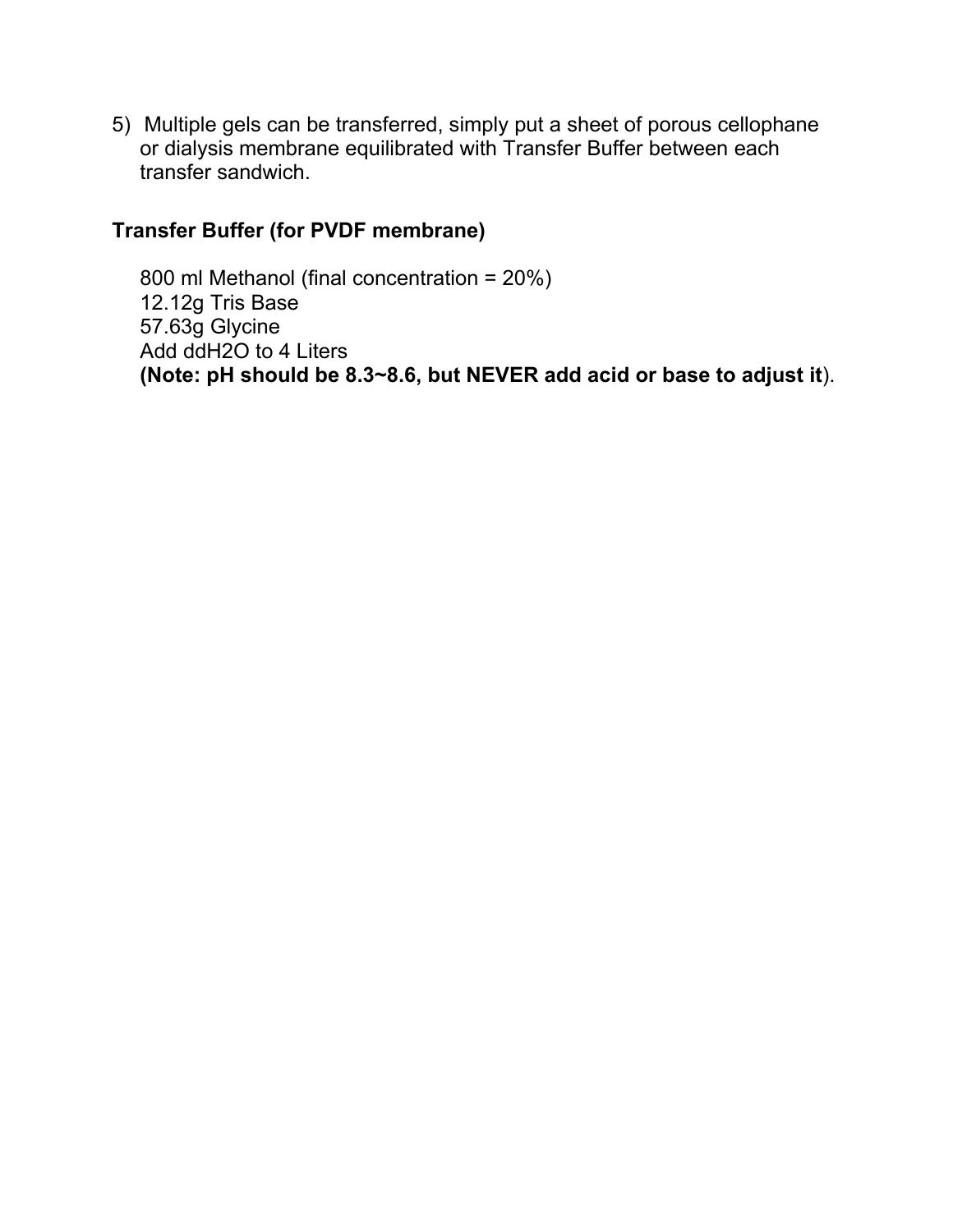5) Multiple gels can be transferred, simply put a sheet of porous cellophane or dialysis membrane equilibrated with Transfer Buffer between each transfer sandwich.

**Transfer Buffer (for PVDF membrane)**

800 ml Methanol (final concentration = 20%)
12.12g Tris Base
57.63g Glycine
Add $ddH_2O$ to 4 Liters
**(Note: pH should be 8.3~8.6, but NEVER add acid or base to adjust it**).